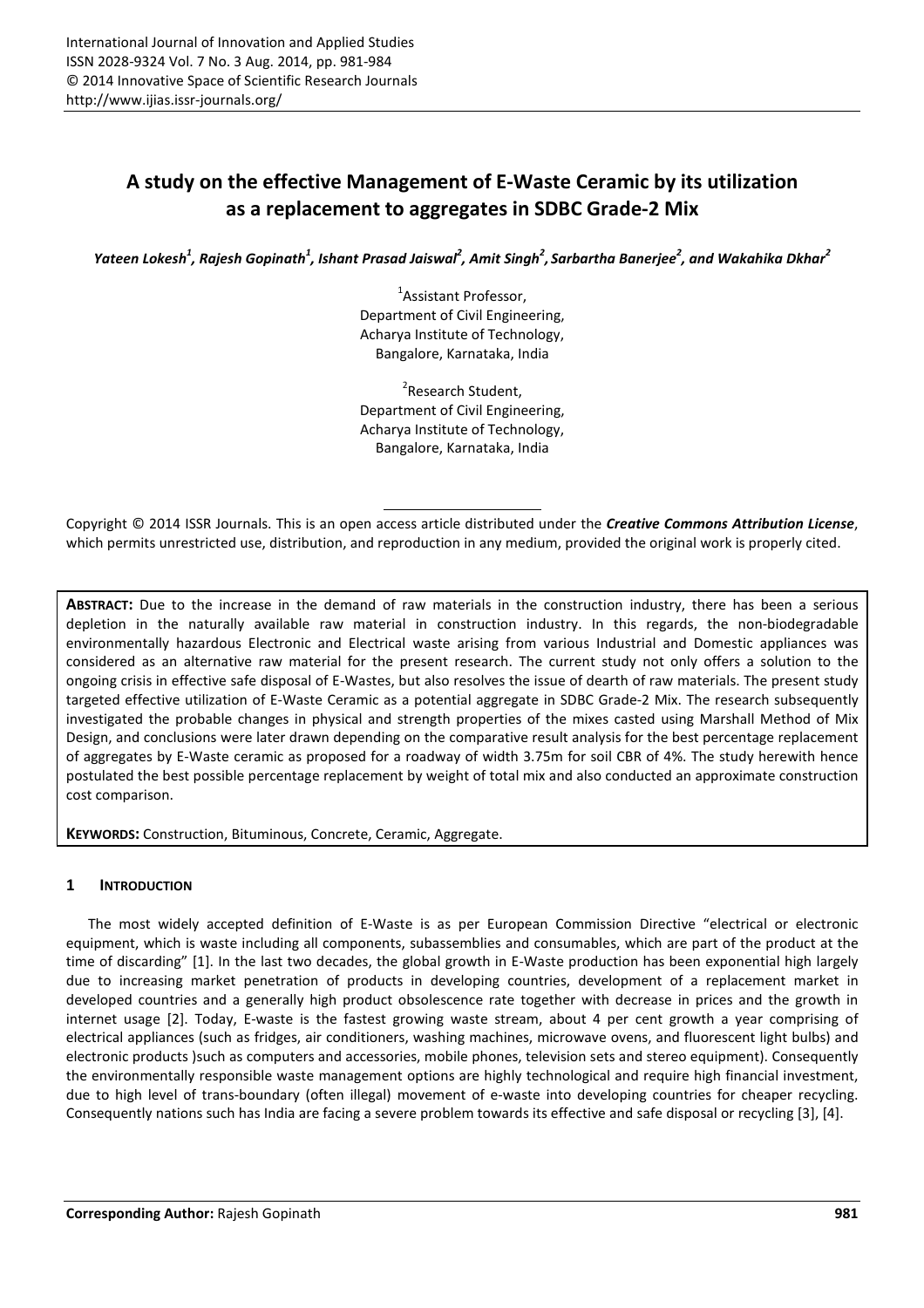# A study on the effective Management of E-Waste Ceramic by its utilization as a replacement to aggregates in SDBC Grade-2 Mix

*Yateen Lokesh[1], Rajesh Gopinath[1], Ishant Prasad Jaiswal[2], Amit Singh[2], Sarbartha Banerjee[2], and Wakahika Dkhar[2]*

[1]Assistant Professor,
Department of Civil Engineering,
Acharya Institute of Technology,
Bangalore, Karnataka, India

[2]Research Student,
Department of Civil Engineering,
Acharya Institute of Technology,
Bangalore, Karnataka, India

Copyright © 2014 ISSR Journals. This is an open access article distributed under the ***Creative Commons Attribution License***, which permits unrestricted use, distribution, and reproduction in any medium, provided the original work is properly cited.

**ABSTRACT:** Due to the increase in the demand of raw materials in the construction industry, there has been a serious depletion in the naturally available raw material in construction industry. In this regards, the non-biodegradable environmentally hazardous Electronic and Electrical waste arising from various Industrial and Domestic appliances was considered as an alternative raw material for the present research. The current study not only offers a solution to the ongoing crisis in effective safe disposal of E-Wastes, but also resolves the issue of dearth of raw materials. The present study targeted effective utilization of E-Waste Ceramic as a potential aggregate in SDBC Grade-2 Mix. The research subsequently investigated the probable changes in physical and strength properties of the mixes casted using Marshall Method of Mix Design, and conclusions were later drawn depending on the comparative result analysis for the best percentage replacement of aggregates by E-Waste ceramic as proposed for a roadway of width 3.75m for soil CBR of 4%. The study herewith hence postulated the best possible percentage replacement by weight of total mix and also conducted an approximate construction cost comparison.

**KEYWORDS:** Construction, Bituminous, Concrete, Ceramic, Aggregate.

## 1 INTRODUCTION

The most widely accepted definition of E-Waste is as per European Commission Directive "electrical or electronic equipment, which is waste including all components, subassemblies and consumables, which are part of the product at the time of discarding" [1]. In the last two decades, the global growth in E-Waste production has been exponential high largely due to increasing market penetration of products in developing countries, development of a replacement market in developed countries and a generally high product obsolescence rate together with decrease in prices and the growth in internet usage [2]. Today, E-waste is the fastest growing waste stream, about 4 per cent growth a year comprising of electrical appliances (such as fridges, air conditioners, washing machines, microwave ovens, and fluorescent light bulbs) and electronic products )such as computers and accessories, mobile phones, television sets and stereo equipment). Consequently the environmentally responsible waste management options are highly technological and require high financial investment, due to high level of trans-boundary (often illegal) movement of e-waste into developing countries for cheaper recycling. Consequently nations such has India are facing a severe problem towards its effective and safe disposal or recycling [3], [4].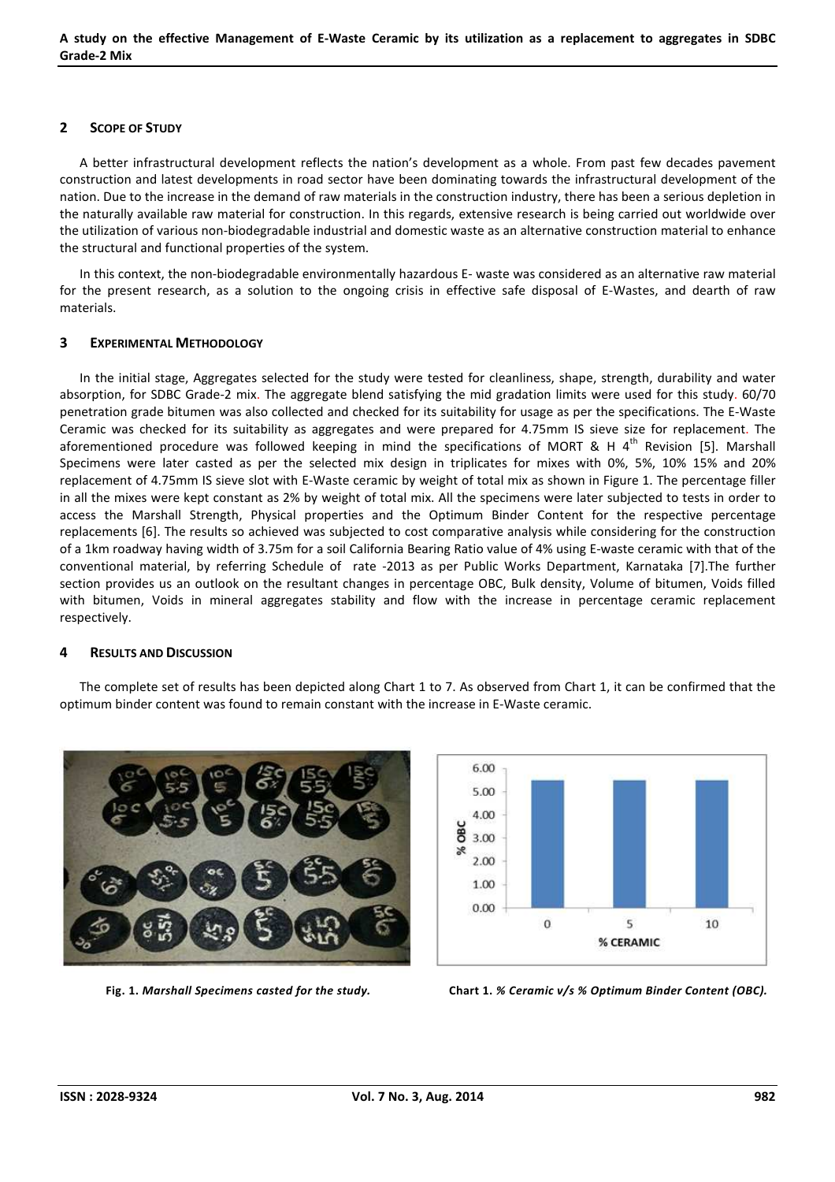## 2 SCOPE OF STUDY

A better infrastructural development reflects the nation's development as a whole. From past few decades pavement construction and latest developments in road sector have been dominating towards the infrastructural development of the nation. Due to the increase in the demand of raw materials in the construction industry, there has been a serious depletion in the naturally available raw material for construction. In this regards, extensive research is being carried out worldwide over the utilization of various non-biodegradable industrial and domestic waste as an alternative construction material to enhance the structural and functional properties of the system.

In this context, the non-biodegradable environmentally hazardous E- waste was considered as an alternative raw material for the present research, as a solution to the ongoing crisis in effective safe disposal of E-Wastes, and dearth of raw materials.

## 3 EXPERIMENTAL METHODOLOGY

In the initial stage, Aggregates selected for the study were tested for cleanliness, shape, strength, durability and water absorption, for SDBC Grade-2 mix. The aggregate blend satisfying the mid gradation limits were used for this study. 60/70 penetration grade bitumen was also collected and checked for its suitability for usage as per the specifications. The E-Waste Ceramic was checked for its suitability as aggregates and were prepared for 4.75mm IS sieve size for replacement. The aforementioned procedure was followed keeping in mind the specifications of MORT & H 4th Revision [5]. Marshall Specimens were later casted as per the selected mix design in triplicates for mixes with 0%, 5%, 10% 15% and 20% replacement of 4.75mm IS sieve slot with E-Waste ceramic by weight of total mix as shown in Figure 1. The percentage filler in all the mixes were kept constant as 2% by weight of total mix. All the specimens were later subjected to tests in order to access the Marshall Strength, Physical properties and the Optimum Binder Content for the respective percentage replacements [6]. The results so achieved was subjected to cost comparative analysis while considering for the construction of a 1km roadway having width of 3.75m for a soil California Bearing Ratio value of 4% using E-waste ceramic with that of the conventional material, by referring Schedule of rate -2013 as per Public Works Department, Karnataka [7].The further section provides us an outlook on the resultant changes in percentage OBC, Bulk density, Volume of bitumen, Voids filled with bitumen, Voids in mineral aggregates stability and flow with the increase in percentage ceramic replacement respectively.

## 4 RESULTS AND DISCUSSION

The complete set of results has been depicted along Chart 1 to 7. As observed from Chart 1, it can be confirmed that the optimum binder content was found to remain constant with the increase in E-Waste ceramic.

**Fig. 1.** *Marshall Specimens casted for the study.*

**Chart 1.** *% Ceramic v/s % Optimum Binder Content (OBC).*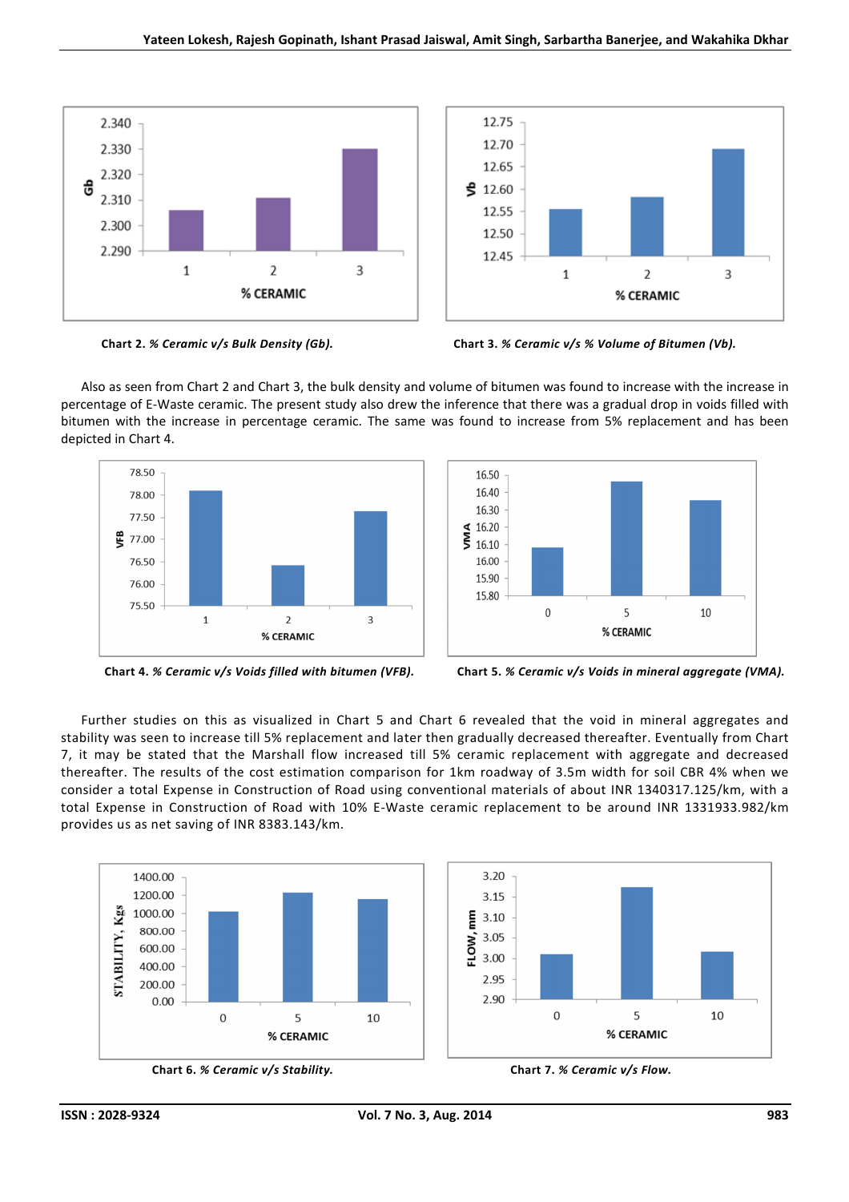Chart 2. *% Ceramic v/s Bulk Density (Gb).*

Chart 3. *% Ceramic v/s % Volume of Bitumen (Vb).*

Also as seen from Chart 2 and Chart 3, the bulk density and volume of bitumen was found to increase with the increase in percentage of E-Waste ceramic. The present study also drew the inference that there was a gradual drop in voids filled with bitumen with the increase in percentage ceramic. The same was found to increase from 5% replacement and has been depicted in Chart 4.

Chart 4. *% Ceramic v/s Voids filled with bitumen (VFB).*

Chart 5. *% Ceramic v/s Voids in mineral aggregate (VMA).*

Further studies on this as visualized in Chart 5 and Chart 6 revealed that the void in mineral aggregates and stability was seen to increase till 5% replacement and later then gradually decreased thereafter. Eventually from Chart 7, it may be stated that the Marshall flow increased till 5% ceramic replacement with aggregate and decreased thereafter. The results of the cost estimation comparison for 1km roadway of 3.5m width for soil CBR 4% when we consider a total Expense in Construction of Road using conventional materials of about INR 1340317.125/km, with a total Expense in Construction of Road with 10% E-Waste ceramic replacement to be around INR 1331933.982/km provides us as net saving of INR 8383.143/km.

Chart 6. *% Ceramic v/s Stability.*

Chart 7. *% Ceramic v/s Flow.*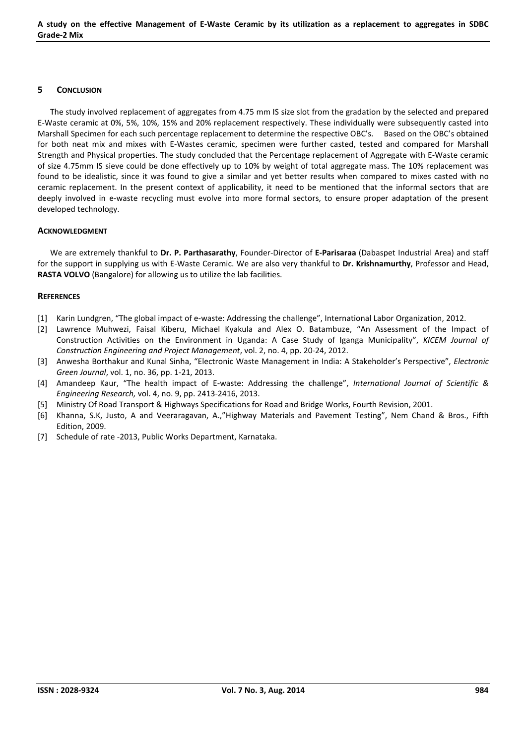## 5 CONCLUSION

The study involved replacement of aggregates from 4.75 mm IS size slot from the gradation by the selected and prepared E-Waste ceramic at 0%, 5%, 10%, 15% and 20% replacement respectively. These individually were subsequently casted into Marshall Specimen for each such percentage replacement to determine the respective OBC's. Based on the OBC's obtained for both neat mix and mixes with E-Wastes ceramic, specimen were further casted, tested and compared for Marshall Strength and Physical properties. The study concluded that the Percentage replacement of Aggregate with E-Waste ceramic of size 4.75mm IS sieve could be done effectively up to 10% by weight of total aggregate mass. The 10% replacement was found to be idealistic, since it was found to give a similar and yet better results when compared to mixes casted with no ceramic replacement. In the present context of applicability, it need to be mentioned that the informal sectors that are deeply involved in e-waste recycling must evolve into more formal sectors, to ensure proper adaptation of the present developed technology.

## ACKNOWLEDGMENT

We are extremely thankful to **Dr. P. Parthasarathy**, Founder-Director of **E-Parisaraa** (Dabaspet Industrial Area) and staff for the support in supplying us with E-Waste Ceramic. We are also very thankful to **Dr. Krishnamurthy**, Professor and Head, **RASTA VOLVO** (Bangalore) for allowing us to utilize the lab facilities.

## REFERENCES

[1] Karin Lundgren, "The global impact of e-waste: Addressing the challenge", International Labor Organization, 2012.

[2] Lawrence Muhwezi, Faisal Kiberu, Michael Kyakula and Alex O. Batambuze, "An Assessment of the Impact of Construction Activities on the Environment in Uganda: A Case Study of Iganga Municipality", *KICEM Journal of Construction Engineering and Project Management*, vol. 2, no. 4, pp. 20-24, 2012.

[3] Anwesha Borthakur and Kunal Sinha, "Electronic Waste Management in India: A Stakeholder's Perspective", *Electronic Green Journal*, vol. 1, no. 36, pp. 1-21, 2013.

[4] Amandeep Kaur, "The health impact of E-waste: Addressing the challenge", *International Journal of Scientific & Engineering Research,* vol. 4, no. 9, pp. 2413-2416, 2013.

[5] Ministry Of Road Transport & Highways Specifications for Road and Bridge Works, Fourth Revision, 2001.

[6] Khanna, S.K, Justo, A and Veeraragavan, A.,"Highway Materials and Pavement Testing", Nem Chand & Bros., Fifth Edition, 2009.

[7] Schedule of rate -2013, Public Works Department, Karnataka.